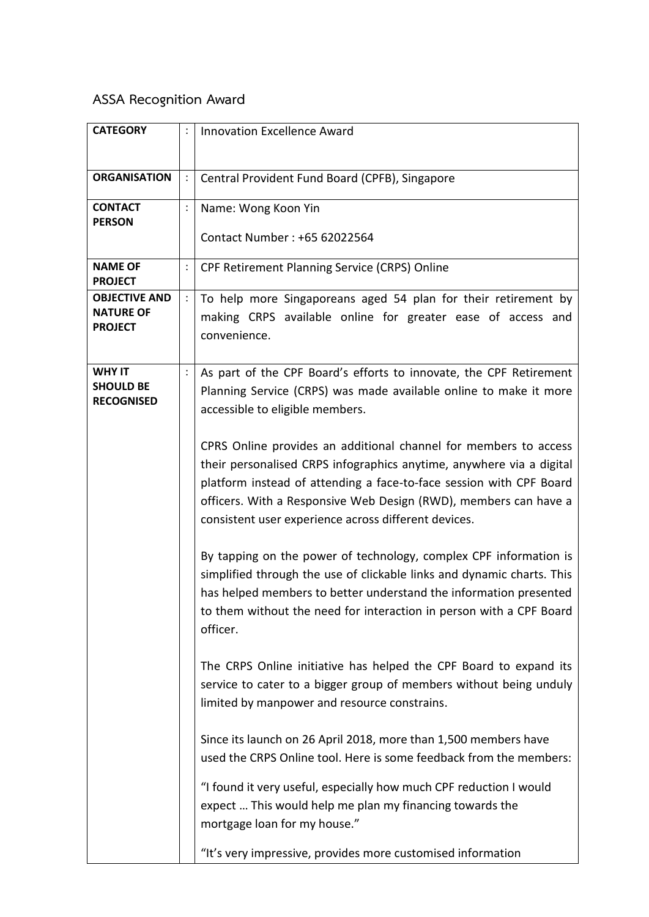## ASSA Recognition Award

| | | |
|---|---|---|
| **CATEGORY** | : | Innovation Excellence Award |
| **ORGANISATION** | : | Central Provident Fund Board (CPFB), Singapore |
| **CONTACT PERSON** | : | Name: Wong Koon Yin<br><br>Contact Number : +65 62022564 |
| **NAME OF PROJECT** | : | CPF Retirement Planning Service (CRPS) Online |
| **OBJECTIVE AND NATURE OF PROJECT** | : | To help more Singaporeans aged 54 plan for their retirement by making CRPS available online for greater ease of access and convenience. |
| **WHY IT SHOULD BE RECOGNISED** | : | As part of the CPF Board's efforts to innovate, the CPF Retirement Planning Service (CRPS) was made available online to make it more accessible to eligible members.<br><br>CPRS Online provides an additional channel for members to access their personalised CRPS infographics anytime, anywhere via a digital platform instead of attending a face-to-face session with CPF Board officers. With a Responsive Web Design (RWD), members can have a consistent user experience across different devices.<br><br>By tapping on the power of technology, complex CPF information is simplified through the use of clickable links and dynamic charts. This has helped members to better understand the information presented to them without the need for interaction in person with a CPF Board officer.<br><br>The CRPS Online initiative has helped the CPF Board to expand its service to cater to a bigger group of members without being unduly limited by manpower and resource constrains.<br><br>Since its launch on 26 April 2018, more than 1,500 members have used the CRPS Online tool. Here is some feedback from the members:<br><br>"I found it very useful, especially how much CPF reduction I would expect … This would help me plan my financing towards the mortgage loan for my house."<br><br>"It's very impressive, provides more customised information |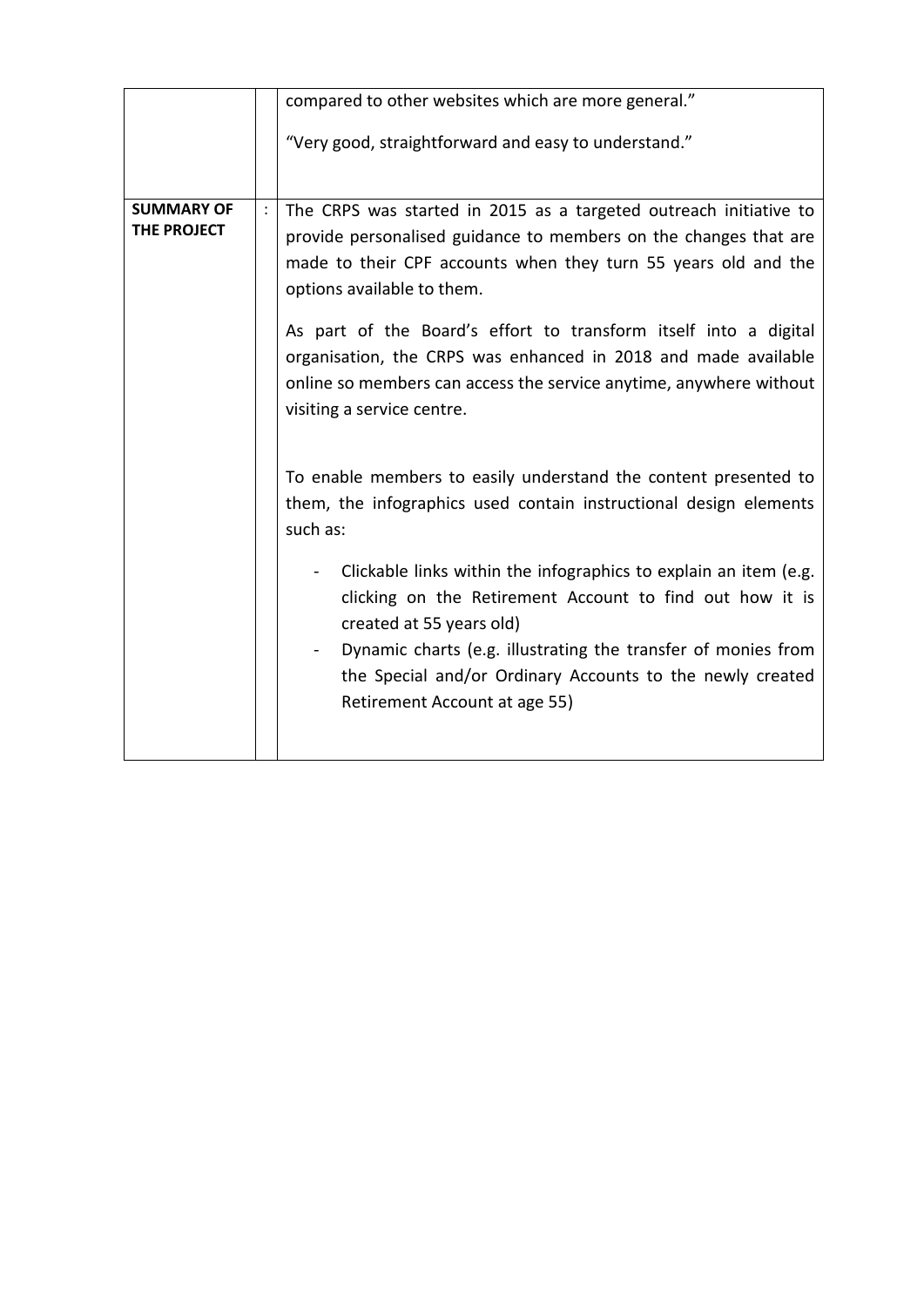| | | |
|---|---|---|
| | | compared to other websites which are more general."<br><br>"Very good, straightforward and easy to understand." |
| **SUMMARY OF THE PROJECT** | : | The CRPS was started in 2015 as a targeted outreach initiative to provide personalised guidance to members on the changes that are made to their CPF accounts when they turn 55 years old and the options available to them.<br><br>As part of the Board's effort to transform itself into a digital organisation, the CRPS was enhanced in 2018 and made available online so members can access the service anytime, anywhere without visiting a service centre.<br><br>To enable members to easily understand the content presented to them, the infographics used contain instructional design elements such as:<br><br>- Clickable links within the infographics to explain an item (e.g. clicking on the Retirement Account to find out how it is created at 55 years old)<br>- Dynamic charts (e.g. illustrating the transfer of monies from the Special and/or Ordinary Accounts to the newly created Retirement Account at age 55) |